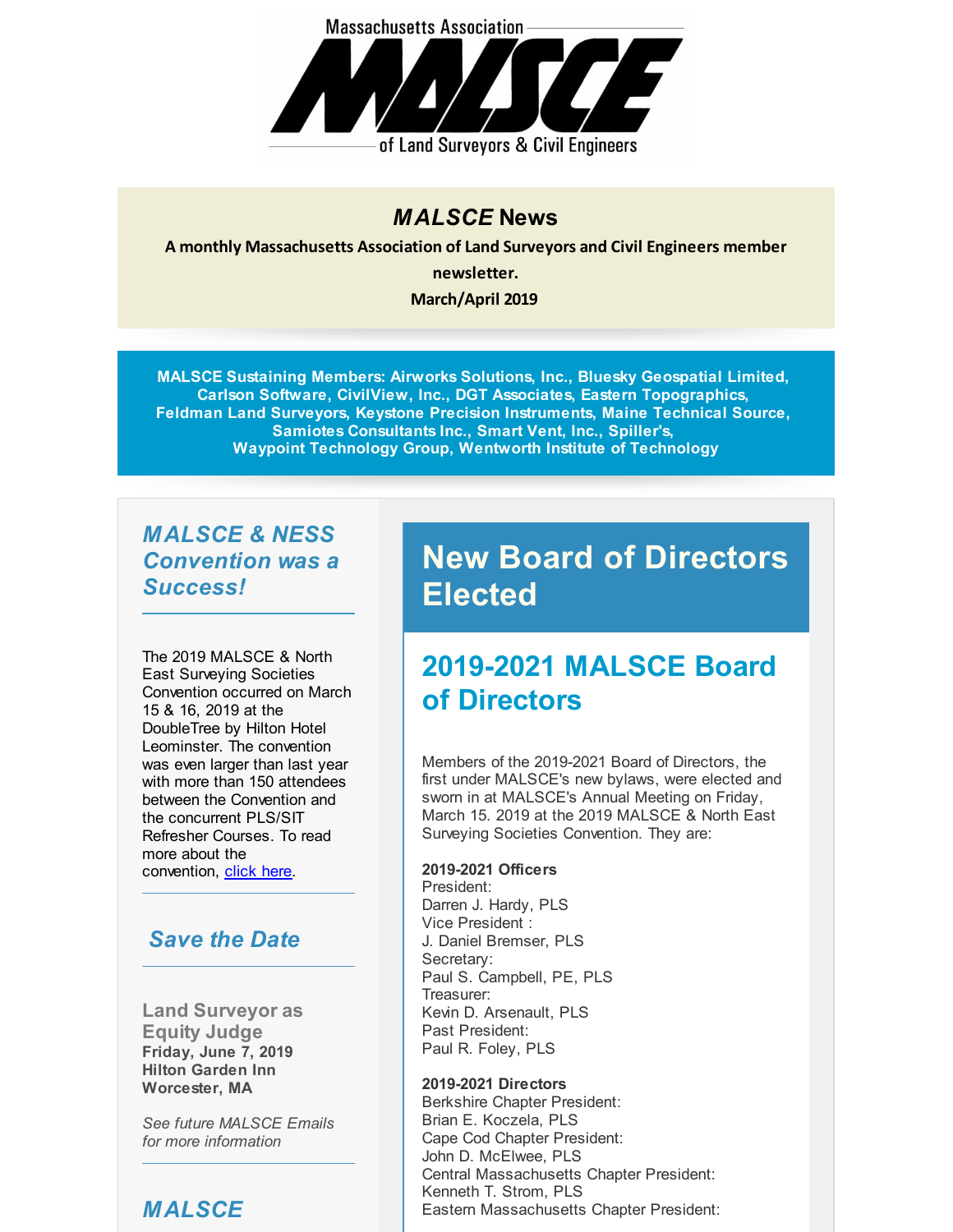Massachusetts Association

# MALSCE

of Land Surveyors & Civil Engineers

## *MALSCE* News

**A monthly Massachusetts Association of Land Surveyors and Civil Engineers member newsletter.**

**March/April 2019**

**MALSCE Sustaining Members: Airworks Solutions, Inc., Bluesky Geospatial Limited, Carlson Software, CivilView, Inc., DGT Associates, Eastern Topographics, Feldman Land Surveyors, Keystone Precision Instruments, Maine Technical Source, Samiotes Consultants Inc., Smart Vent, Inc., Spiller's, Waypoint Technology Group, Wentworth Institute of Technology**

### *MALSCE & NESS Convention was a Success!*

The 2019 MALSCE & North East Surveying Societies Convention occurred on March 15 & 16, 2019 at the DoubleTree by Hilton Hotel Leominster. The convention was even larger than last year with more than 150 attendees between the Convention and the concurrent PLS/SIT Refresher Courses. To read more about the convention, click here.

### *Save the Date*

**Land Surveyor as Equity Judge**
**Friday, June 7, 2019**
**Hilton Garden Inn**
**Worcester, MA**

*See future MALSCE Emails for more information*

### *MALSCE*

# New Board of Directors Elected

## 2019-2021 MALSCE Board of Directors

Members of the 2019-2021 Board of Directors, the first under MALSCE's new bylaws, were elected and sworn in at MALSCE's Annual Meeting on Friday, March 15. 2019 at the 2019 MALSCE & North East Surveying Societies Convention. They are:

**2019-2021 Officers**
President:
Darren J. Hardy, PLS
Vice President :
J. Daniel Bremser, PLS
Secretary:
Paul S. Campbell, PE, PLS
Treasurer:
Kevin D. Arsenault, PLS
Past President:
Paul R. Foley, PLS

**2019-2021 Directors**
Berkshire Chapter President:
Brian E. Koczela, PLS
Cape Cod Chapter President:
John D. McElwee, PLS
Central Massachusetts Chapter President:
Kenneth T. Strom, PLS
Eastern Massachusetts Chapter President: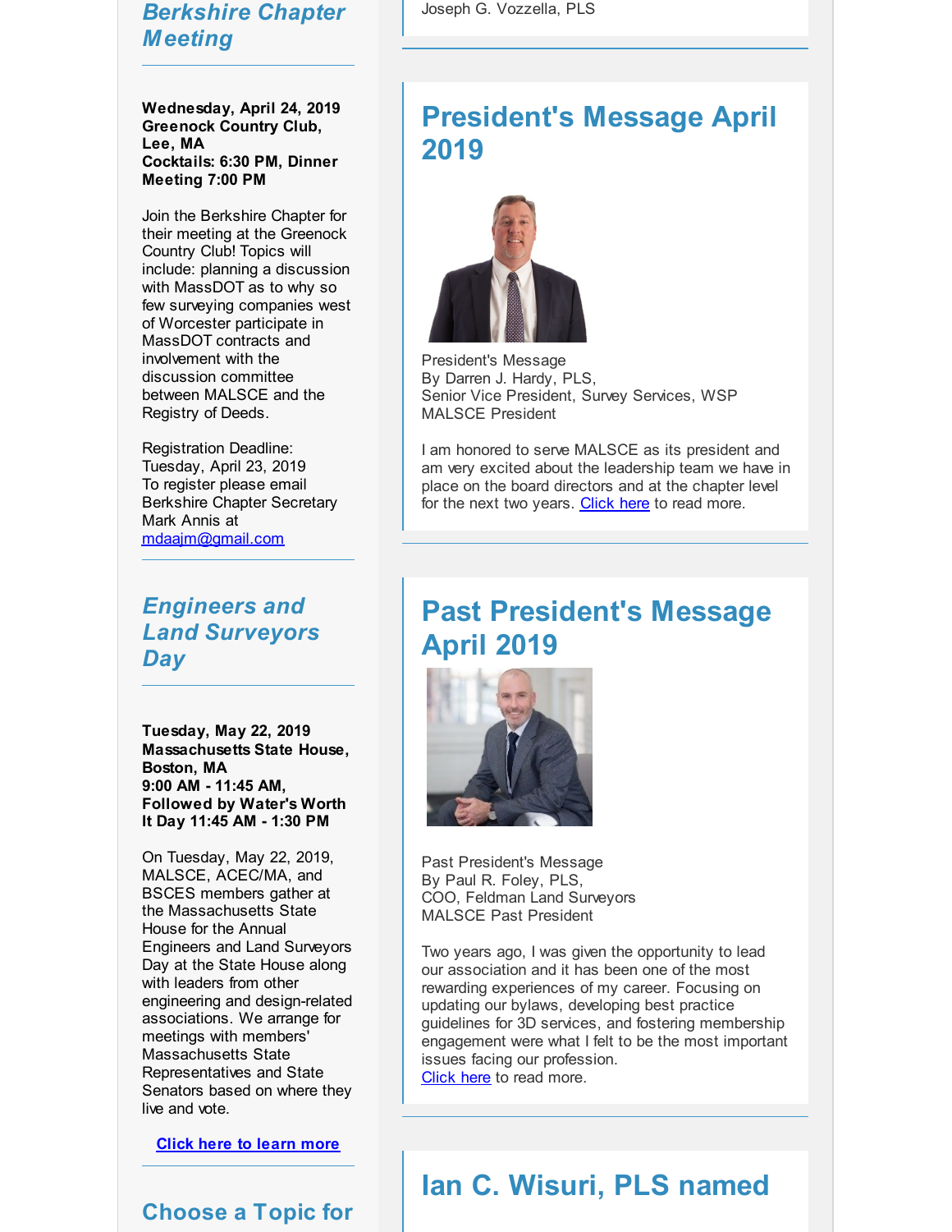## *Berkshire Chapter Meeting*

**Wednesday, April 24, 2019**
**Greenock Country Club, Lee, MA**
**Cocktails: 6:30 PM, Dinner Meeting 7:00 PM**

Join the Berkshire Chapter for their meeting at the Greenock Country Club! Topics will include: planning a discussion with MassDOT as to why so few surveying companies west of Worcester participate in MassDOT contracts and involvement with the discussion committee between MALSCE and the Registry of Deeds.

Registration Deadline: Tuesday, April 23, 2019
To register please email Berkshire Chapter Secretary Mark Annis at mdaajm@gmail.com

## *Engineers and Land Surveyors Day*

**Tuesday, May 22, 2019**
**Massachusetts State House, Boston, MA**
**9:00 AM - 11:45 AM, Followed by Water's Worth It Day 11:45 AM - 1:30 PM**

On Tuesday, May 22, 2019, MALSCE, ACEC/MA, and BSCES members gather at the Massachusetts State House for the Annual Engineers and Land Surveyors Day at the State House along with leaders from other engineering and design-related associations. We arrange for meetings with members' Massachusetts State Representatives and State Senators based on where they live and vote.

**Click here to learn more**

## Choose a Topic for

Joseph G. Vozzella, PLS

## President's Message April 2019

President's Message
By Darren J. Hardy, PLS,
Senior Vice President, Survey Services, WSP
MALSCE President

I am honored to serve MALSCE as its president and am very excited about the leadership team we have in place on the board directors and at the chapter level for the next two years. Click here to read more.

## Past President's Message April 2019

Past President's Message
By Paul R. Foley, PLS,
COO, Feldman Land Surveyors
MALSCE Past President

Two years ago, I was given the opportunity to lead our association and it has been one of the most rewarding experiences of my career. Focusing on updating our bylaws, developing best practice guidelines for 3D services, and fostering membership engagement were what I felt to be the most important issues facing our profession.
Click here to read more.

## Ian C. Wisuri, PLS named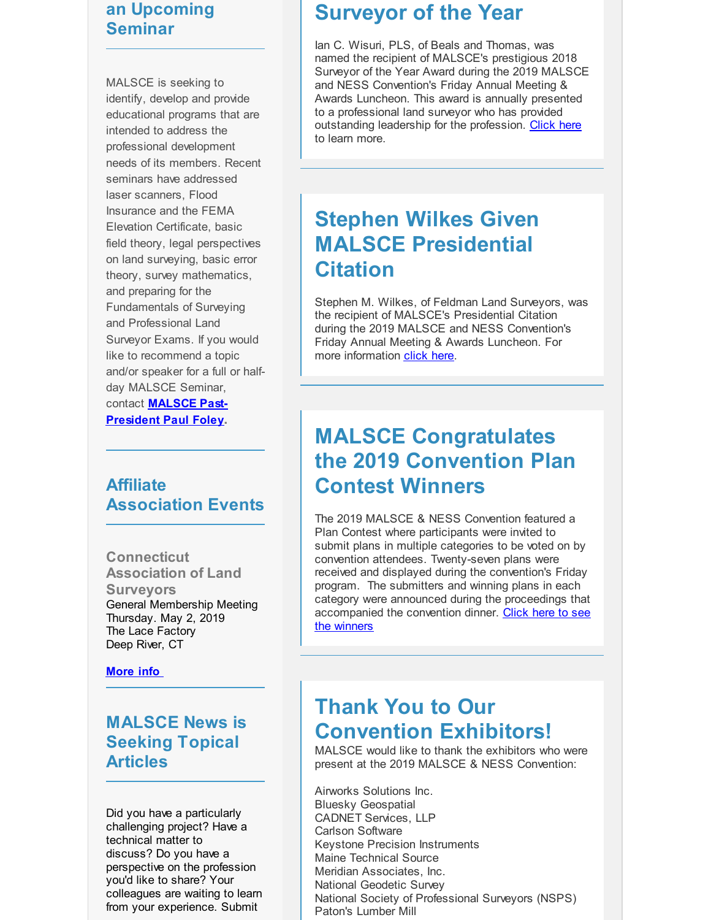## an Upcoming Seminar

MALSCE is seeking to identify, develop and provide educational programs that are intended to address the professional development needs of its members. Recent seminars have addressed laser scanners, Flood Insurance and the FEMA Elevation Certificate, basic field theory, legal perspectives on land surveying, basic error theory, survey mathematics, and preparing for the Fundamentals of Surveying and Professional Land Surveyor Exams. If you would like to recommend a topic and/or speaker for a full or half-day MALSCE Seminar, contact **MALSCE Past-President Paul Foley**.

## Affiliate Association Events

### Connecticut Association of Land Surveyors

General Membership Meeting
Thursday. May 2, 2019
The Lace Factory
Deep River, CT

**More info**

## MALSCE News is Seeking Topical Articles

Did you have a particularly challenging project? Have a technical matter to discuss? Do you have a perspective on the profession you'd like to share? Your colleagues are waiting to learn from your experience. Submit

## Surveyor of the Year

Ian C. Wisuri, PLS, of Beals and Thomas, was named the recipient of MALSCE's prestigious 2018 Surveyor of the Year Award during the 2019 MALSCE and NESS Convention's Friday Annual Meeting & Awards Luncheon. This award is annually presented to a professional land surveyor who has provided outstanding leadership for the profession. Click here to learn more.

## Stephen Wilkes Given MALSCE Presidential Citation

Stephen M. Wilkes, of Feldman Land Surveyors, was the recipient of MALSCE's Presidential Citation during the 2019 MALSCE and NESS Convention's Friday Annual Meeting & Awards Luncheon. For more information click here.

## MALSCE Congratulates the 2019 Convention Plan Contest Winners

The 2019 MALSCE & NESS Convention featured a Plan Contest where participants were invited to submit plans in multiple categories to be voted on by convention attendees. Twenty-seven plans were received and displayed during the convention's Friday program. The submitters and winning plans in each category were announced during the proceedings that accompanied the convention dinner. Click here to see the winners

## Thank You to Our Convention Exhibitors!

MALSCE would like to thank the exhibitors who were present at the 2019 MALSCE & NESS Convention:

Airworks Solutions Inc.
Bluesky Geospatial
CADNET Services, LLP
Carlson Software
Keystone Precision Instruments
Maine Technical Source
Meridian Associates, Inc.
National Geodetic Survey
National Society of Professional Surveyors (NSPS)
Paton's Lumber Mill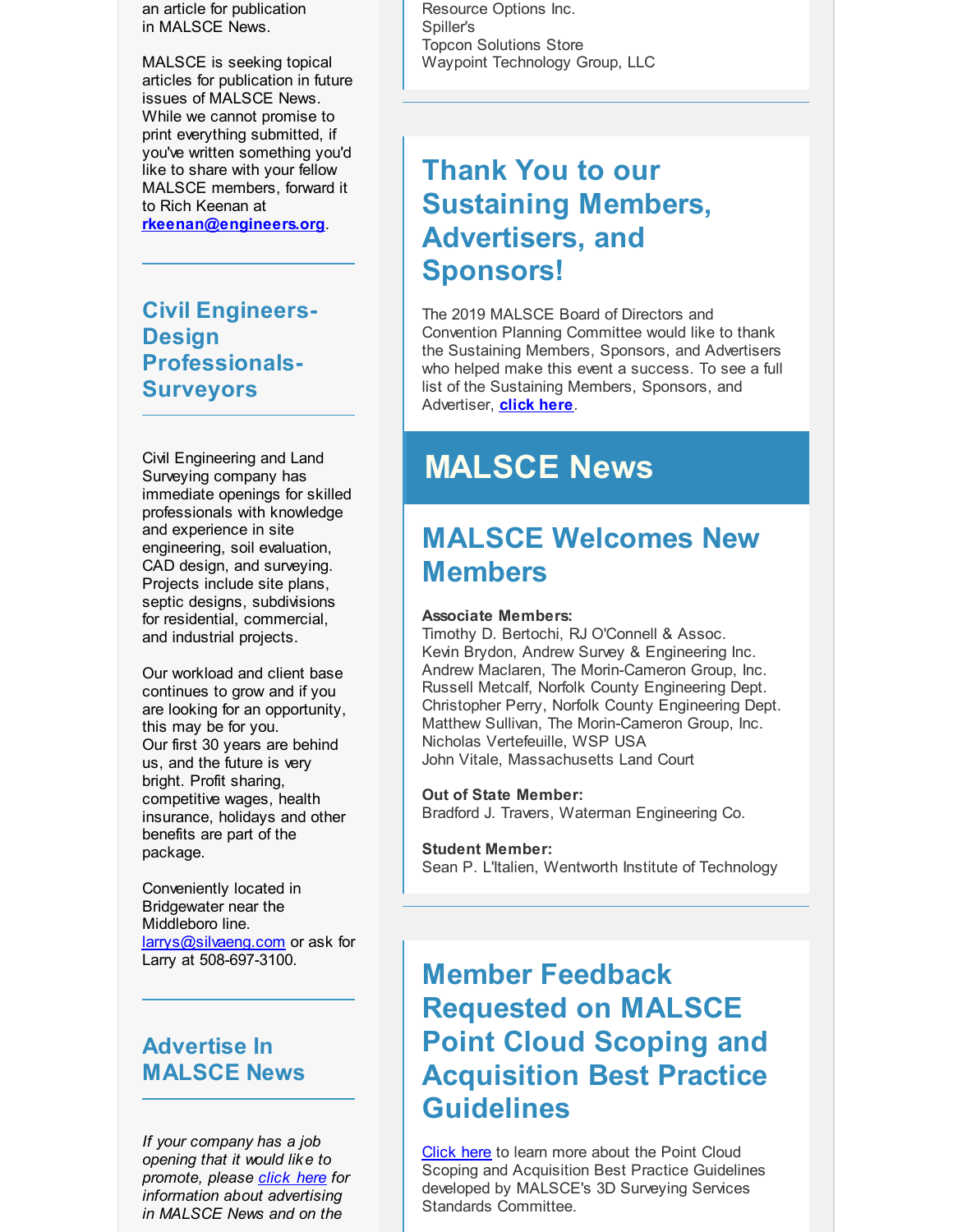an article for publication in MALSCE News.

MALSCE is seeking topical articles for publication in future issues of MALSCE News. While we cannot promise to print everything submitted, if you've written something you'd like to share with your fellow MALSCE members, forward it to Rich Keenan at **rkeenan@engineers.org**.

## Civil Engineers-Design Professionals-Surveyors

Civil Engineering and Land Surveying company has immediate openings for skilled professionals with knowledge and experience in site engineering, soil evaluation, CAD design, and surveying. Projects include site plans, septic designs, subdivisions for residential, commercial, and industrial projects.

Our workload and client base continues to grow and if you are looking for an opportunity, this may be for you. Our first 30 years are behind us, and the future is very bright. Profit sharing, competitive wages, health insurance, holidays and other benefits are part of the package.

Conveniently located in Bridgewater near the Middleboro line. larrys@silvaeng.com or ask for Larry at 508-697-3100.

## Advertise In MALSCE News

*If your company has a job opening that it would like to promote, please click here for information about advertising in MALSCE News and on the*

Resource Options Inc.
Spiller's
Topcon Solutions Store
Waypoint Technology Group, LLC

## Thank You to our Sustaining Members, Advertisers, and Sponsors!

The 2019 MALSCE Board of Directors and Convention Planning Committee would like to thank the Sustaining Members, Sponsors, and Advertisers who helped make this event a success. To see a full list of the Sustaining Members, Sponsors, and Advertiser, **click here**.

# MALSCE News

## MALSCE Welcomes New Members

**Associate Members:**
Timothy D. Bertochi, RJ O'Connell & Assoc.
Kevin Brydon, Andrew Survey & Engineering Inc.
Andrew Maclaren, The Morin-Cameron Group, Inc.
Russell Metcalf, Norfolk County Engineering Dept.
Christopher Perry, Norfolk County Engineering Dept.
Matthew Sullivan, The Morin-Cameron Group, Inc.
Nicholas Vertefeuille, WSP USA
John Vitale, Massachusetts Land Court

**Out of State Member:**
Bradford J. Travers, Waterman Engineering Co.

**Student Member:**
Sean P. L'Italien, Wentworth Institute of Technology

## Member Feedback Requested on MALSCE Point Cloud Scoping and Acquisition Best Practice Guidelines

Click here to learn more about the Point Cloud Scoping and Acquisition Best Practice Guidelines developed by MALSCE's 3D Surveying Services Standards Committee.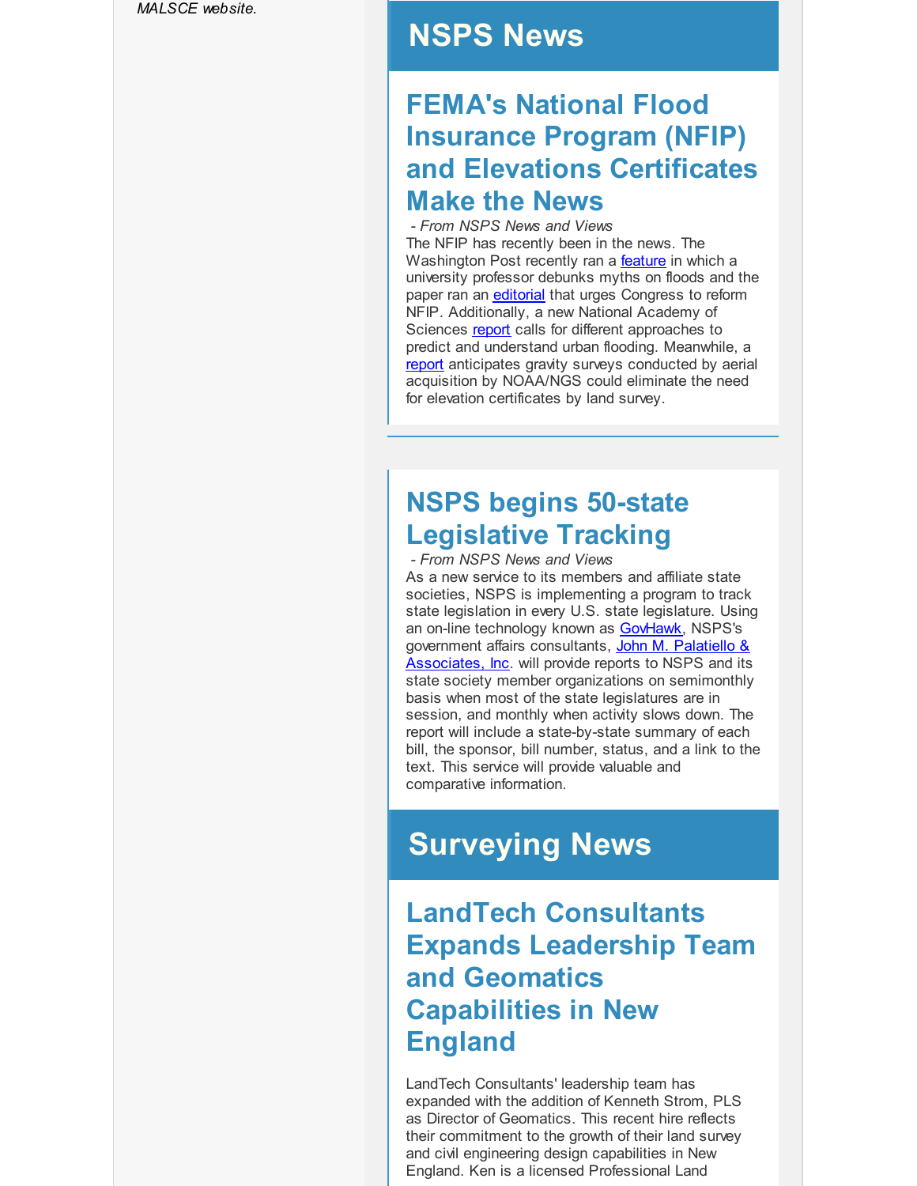*MALSCE website.*

# NSPS News

## FEMA's National Flood Insurance Program (NFIP) and Elevations Certificates Make the News

*- From NSPS News and Views*

The NFIP has recently been in the news. The Washington Post recently ran a feature in which a university professor debunks myths on floods and the paper ran an editorial that urges Congress to reform NFIP. Additionally, a new National Academy of Sciences report calls for different approaches to predict and understand urban flooding. Meanwhile, a report anticipates gravity surveys conducted by aerial acquisition by NOAA/NGS could eliminate the need for elevation certificates by land survey.

## NSPS begins 50-state Legislative Tracking

*- From NSPS News and Views*

As a new service to its members and affiliate state societies, NSPS is implementing a program to track state legislation in every U.S. state legislature. Using an on-line technology known as GovHawk, NSPS's government affairs consultants, John M. Palatiello & Associates, Inc. will provide reports to NSPS and its state society member organizations on semimonthly basis when most of the state legislatures are in session, and monthly when activity slows down. The report will include a state-by-state summary of each bill, the sponsor, bill number, status, and a link to the text. This service will provide valuable and comparative information.

# Surveying News

## LandTech Consultants Expands Leadership Team and Geomatics Capabilities in New England

LandTech Consultants' leadership team has expanded with the addition of Kenneth Strom, PLS as Director of Geomatics. This recent hire reflects their commitment to the growth of their land survey and civil engineering design capabilities in New England. Ken is a licensed Professional Land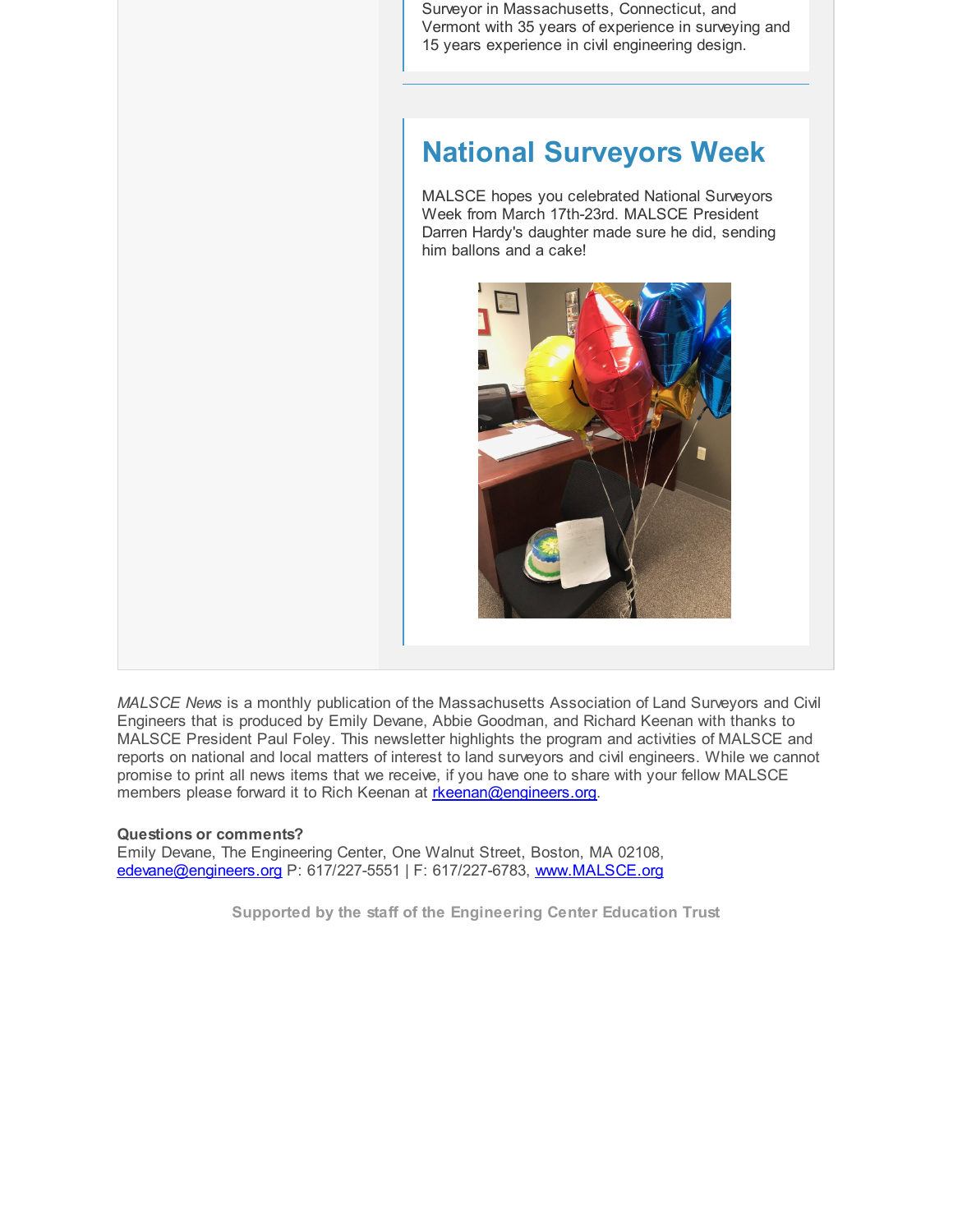Surveyor in Massachusetts, Connecticut, and Vermont with 35 years of experience in surveying and 15 years experience in civil engineering design.

## National Surveyors Week

MALSCE hopes you celebrated National Surveyors Week from March 17th-23rd. MALSCE President Darren Hardy's daughter made sure he did, sending him ballons and a cake!

*MALSCE News* is a monthly publication of the Massachusetts Association of Land Surveyors and Civil Engineers that is produced by Emily Devane, Abbie Goodman, and Richard Keenan with thanks to MALSCE President Paul Foley. This newsletter highlights the program and activities of MALSCE and reports on national and local matters of interest to land surveyors and civil engineers. While we cannot promise to print all news items that we receive, if you have one to share with your fellow MALSCE members please forward it to Rich Keenan at rkeenan@engineers.org.

**Questions or comments?**
Emily Devane, The Engineering Center, One Walnut Street, Boston, MA 02108, edevane@engineers.org P: 617/227-5551 | F: 617/227-6783, www.MALSCE.org

**Supported by the staff of the Engineering Center Education Trust**